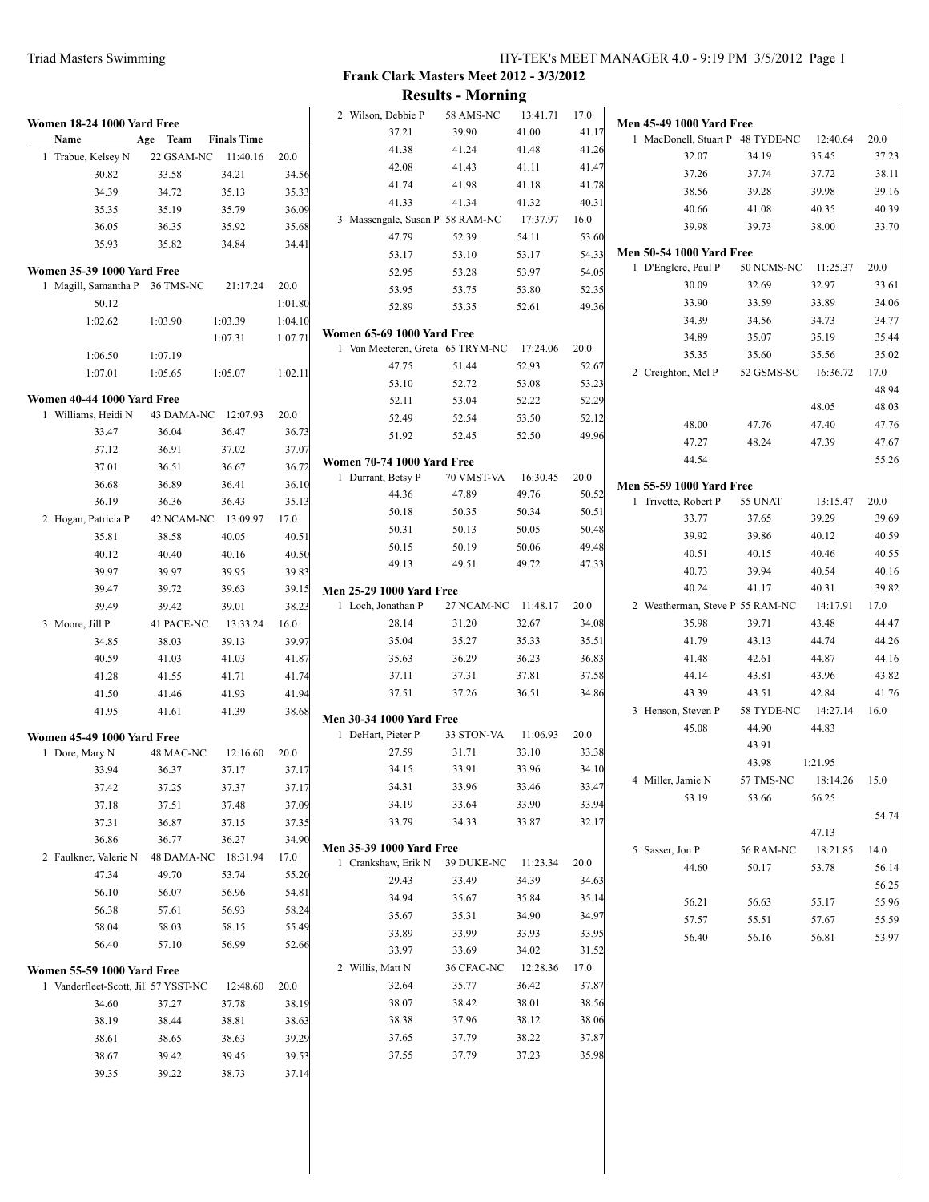## Frank Clark Masters Meet 2012 - 3/3/2012

## Results - Morning

### Women 18-24 1000 Yard Free

| Name | Age | Team | Finals Time | |
|---|---|---|---|---|
| 1 Trabue, Kelsey N | 22 | GSAM-NC | 11:40.16 | 20.0 |
| 30.82 | 33.58 | 34.21 | 34.56 | |
| 34.39 | 34.72 | 35.13 | 35.33 | |
| 35.35 | 35.19 | 35.79 | 36.09 | |
| 36.05 | 36.35 | 35.92 | 35.68 | |
| 35.93 | 35.82 | 34.84 | 34.41 | |

### Women 35-39 1000 Yard Free

1 Magill, Samantha P 36 TMS-NC 21:17.24 20.0

| | | | |
|---|---|---|---|
| 50.12 | | | 1:01.80 |
| 1:02.62 | 1:03.90 | 1:03.39 | 1:04.10 |
| | | 1:07.31 | 1:07.71 |
| 1:06.50 | 1:07.19 | | |
| 1:07.01 | 1:05.65 | 1:05.07 | 1:02.11 |

### Women 40-44 1000 Yard Free

1 Williams, Heidi N 43 DAMA-NC 12:07.93 20.0

| | | | |
|---|---|---|---|
| 33.47 | 36.04 | 36.47 | 36.73 |
| 37.12 | 36.91 | 37.02 | 37.07 |
| 37.01 | 36.51 | 36.67 | 36.72 |
| 36.68 | 36.89 | 36.41 | 36.10 |
| 36.19 | 36.36 | 36.43 | 35.13 |

2 Hogan, Patricia P 42 NCAM-NC 13:09.97 17.0

| | | | |
|---|---|---|---|
| 35.81 | 38.58 | 40.05 | 40.51 |
| 40.12 | 40.40 | 40.16 | 40.50 |
| 39.97 | 39.97 | 39.95 | 39.83 |
| 39.47 | 39.72 | 39.63 | 39.15 |
| 39.49 | 39.42 | 39.01 | 38.23 |

3 Moore, Jill P 41 PACE-NC 13:33.24 16.0

| | | | |
|---|---|---|---|
| 34.85 | 38.03 | 39.13 | 39.97 |
| 40.59 | 41.03 | 41.03 | 41.87 |
| 41.28 | 41.55 | 41.71 | 41.74 |
| 41.50 | 41.46 | 41.93 | 41.94 |
| 41.95 | 41.61 | 41.39 | 38.68 |

### Women 45-49 1000 Yard Free

1 Dore, Mary N 48 MAC-NC 12:16.60 20.0

| | | | |
|---|---|---|---|
| 33.94 | 36.37 | 37.17 | 37.17 |
| 37.42 | 37.25 | 37.37 | 37.17 |
| 37.18 | 37.51 | 37.48 | 37.09 |
| 37.31 | 36.87 | 37.15 | 37.35 |
| 36.86 | 36.77 | 36.27 | 34.90 |

2 Faulkner, Valerie N 48 DAMA-NC 18:31.94 17.0

| | | | |
|---|---|---|---|
| 47.34 | 49.70 | 53.74 | 55.20 |
| 56.10 | 56.07 | 56.96 | 54.81 |
| 56.38 | 57.61 | 56.93 | 58.24 |
| 58.04 | 58.03 | 58.15 | 55.49 |
| 56.40 | 57.10 | 56.99 | 52.66 |

### Women 55-59 1000 Yard Free

1 Vanderfleet-Scott, Jil 57 YSST-NC 12:48.60 20.0

| | | | |
|---|---|---|---|
| 34.60 | 37.27 | 37.78 | 38.19 |
| 38.19 | 38.44 | 38.81 | 38.63 |
| 38.61 | 38.65 | 38.63 | 39.29 |
| 38.67 | 39.42 | 39.45 | 39.53 |
| 39.35 | 39.22 | 38.73 | 37.14 |

2 Wilson, Debbie P 58 AMS-NC 13:41.71 17.0

| | | | |
|---|---|---|---|
| 37.21 | 39.90 | 41.00 | 41.17 |
| 41.38 | 41.24 | 41.48 | 41.26 |
| 42.08 | 41.43 | 41.11 | 41.47 |
| 41.74 | 41.98 | 41.18 | 41.78 |
| 41.33 | 41.34 | 41.32 | 40.31 |

3 Massengale, Susan P 58 RAM-NC 17:37.97 16.0

| | | | |
|---|---|---|---|
| 47.79 | 52.39 | 54.11 | 53.60 |
| 53.17 | 53.10 | 53.17 | 54.33 |
| 52.95 | 53.28 | 53.97 | 54.05 |
| 53.95 | 53.75 | 53.80 | 52.35 |
| 52.89 | 53.35 | 52.61 | 49.36 |

### Women 65-69 1000 Yard Free

1 Van Meeteren, Greta 65 TRYM-NC 17:24.06 20.0

| | | | |
|---|---|---|---|
| 47.75 | 51.44 | 52.93 | 52.67 |
| 53.10 | 52.72 | 53.08 | 53.23 |
| 52.11 | 53.04 | 52.22 | 52.29 |
| 52.49 | 52.54 | 53.50 | 52.12 |
| 51.92 | 52.45 | 52.50 | 49.96 |

### Women 70-74 1000 Yard Free

1 Durrant, Betsy P 70 VMST-VA 16:30.45 20.0

| | | | |
|---|---|---|---|
| 44.36 | 47.89 | 49.76 | 50.52 |
| 50.18 | 50.35 | 50.34 | 50.51 |
| 50.31 | 50.13 | 50.05 | 50.48 |
| 50.15 | 50.19 | 50.06 | 49.48 |
| 49.13 | 49.51 | 49.72 | 47.33 |

### Men 25-29 1000 Yard Free

1 Loch, Jonathan P 27 NCAM-NC 11:48.17 20.0

| | | | |
|---|---|---|---|
| 28.14 | 31.20 | 32.67 | 34.08 |
| 35.04 | 35.27 | 35.33 | 35.51 |
| 35.63 | 36.29 | 36.23 | 36.83 |
| 37.11 | 37.31 | 37.81 | 37.58 |
| 37.51 | 37.26 | 36.51 | 34.86 |

### Men 30-34 1000 Yard Free

1 DeHart, Pieter P 33 STON-VA 11:06.93 20.0

| | | | |
|---|---|---|---|
| 27.59 | 31.71 | 33.10 | 33.38 |
| 34.15 | 33.91 | 33.96 | 34.10 |
| 34.31 | 33.96 | 33.46 | 33.47 |
| 34.19 | 33.64 | 33.90 | 33.94 |
| 33.79 | 34.33 | 33.87 | 32.17 |

### Men 35-39 1000 Yard Free

1 Crankshaw, Erik N 39 DUKE-NC 11:23.34 20.0

| | | | |
|---|---|---|---|
| 29.43 | 33.49 | 34.39 | 34.63 |
| 34.94 | 35.67 | 35.84 | 35.14 |
| 35.67 | 35.31 | 34.90 | 34.97 |
| 33.89 | 33.99 | 33.93 | 33.95 |
| 33.97 | 33.69 | 34.02 | 31.52 |

2 Willis, Matt N 36 CFAC-NC 12:28.36 17.0

| | | | |
|---|---|---|---|
| 32.64 | 35.77 | 36.42 | 37.87 |
| 38.07 | 38.42 | 38.01 | 38.56 |
| 38.38 | 37.96 | 38.12 | 38.06 |
| 37.65 | 37.79 | 38.22 | 37.87 |
| 37.55 | 37.79 | 37.23 | 35.98 |

### Men 45-49 1000 Yard Free

1 MacDonell, Stuart P 48 TYDE-NC 12:40.64 20.0

| | | | |
|---|---|---|---|
| 32.07 | 34.19 | 35.45 | 37.23 |
| 37.26 | 37.74 | 37.72 | 38.11 |
| 38.56 | 39.28 | 39.98 | 39.16 |
| 40.66 | 41.08 | 40.35 | 40.39 |
| 39.98 | 39.73 | 38.00 | 33.70 |

### Men 50-54 1000 Yard Free

1 D'Englere, Paul P 50 NCMS-NC 11:25.37 20.0

| | | | |
|---|---|---|---|
| 30.09 | 32.69 | 32.97 | 33.61 |
| 33.90 | 33.59 | 33.89 | 34.06 |
| 34.39 | 34.56 | 34.73 | 34.77 |
| 34.89 | 35.07 | 35.19 | 35.44 |
| 35.35 | 35.60 | 35.56 | 35.02 |

2 Creighton, Mel P 52 GSMS-SC 16:36.72 17.0

| | | | |
|---|---|---|---|
| | | | 48.94 |
| | | 48.05 | 48.03 |
| 48.00 | 47.76 | 47.40 | 47.76 |
| 47.27 | 48.24 | 47.39 | 47.67 |
| 44.54 | | | 55.26 |

### Men 55-59 1000 Yard Free

1 Trivette, Robert P 55 UNAT 13:15.47 20.0

| | | | |
|---|---|---|---|
| 33.77 | 37.65 | 39.29 | 39.69 |
| 39.92 | 39.86 | 40.12 | 40.59 |
| 40.51 | 40.15 | 40.46 | 40.55 |
| 40.73 | 39.94 | 40.54 | 40.16 |
| 40.24 | 41.17 | 40.31 | 39.82 |

2 Weatherman, Steve P 55 RAM-NC 14:17.91 17.0

| | | | |
|---|---|---|---|
| 35.98 | 39.71 | 43.48 | 44.47 |
| 41.79 | 43.13 | 44.74 | 44.26 |
| 41.48 | 42.61 | 44.87 | 44.16 |
| 44.14 | 43.81 | 43.96 | 43.82 |
| 43.39 | 43.51 | 42.84 | 41.76 |

3 Henson, Steven P 58 TYDE-NC 14:27.14 16.0

| | | | |
|---|---|---|---|
| 45.08 | 44.90 | 44.83 | |
| | 43.91 | | |
| | 43.98 | 1:21.95 | |

4 Miller, Jamie N 57 TMS-NC 18:14.26 15.0

| | | | |
|---|---|---|---|
| 53.19 | 53.66 | 56.25 | |
| | | | 54.74 |
| | | 47.13 | |

5 Sasser, Jon P 56 RAM-NC 18:21.85 14.0

| | | | |
|---|---|---|---|
| 44.60 | 50.17 | 53.78 | 56.14 |
| | | | 56.25 |
| 56.21 | 56.63 | 55.17 | 55.96 |
| 57.57 | 55.51 | 57.67 | 55.59 |
| 56.40 | 56.16 | 56.81 | 53.97 |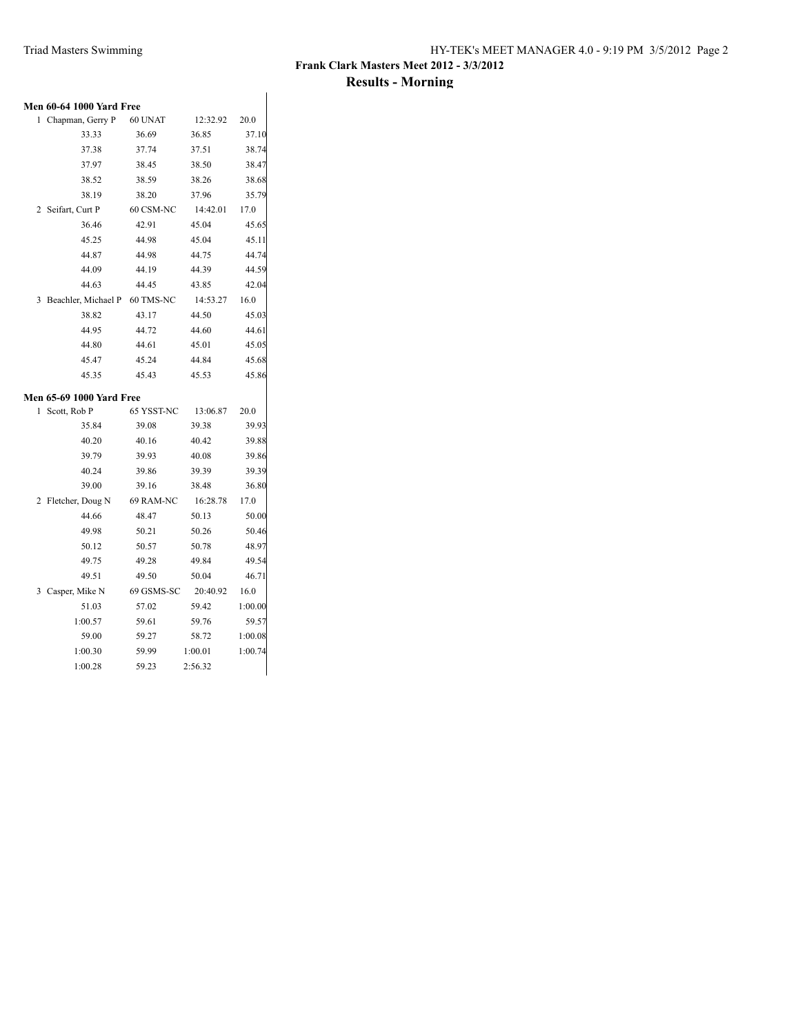## Frank Clark Masters Meet 2012 - 3/3/2012

## Results - Morning

**Men 60-64 1000 Yard Free**

| | | | |
|---|---|---|---|
| 1 Chapman, Gerry P | 60 UNAT | 12:32.92 | 20.0 |
| 33.33 | 36.69 | 36.85 | 37.10 |
| 37.38 | 37.74 | 37.51 | 38.74 |
| 37.97 | 38.45 | 38.50 | 38.47 |
| 38.52 | 38.59 | 38.26 | 38.68 |
| 38.19 | 38.20 | 37.96 | 35.79 |
| 2 Seifart, Curt P | 60 CSM-NC | 14:42.01 | 17.0 |
| 36.46 | 42.91 | 45.04 | 45.65 |
| 45.25 | 44.98 | 45.04 | 45.11 |
| 44.87 | 44.98 | 44.75 | 44.74 |
| 44.09 | 44.19 | 44.39 | 44.59 |
| 44.63 | 44.45 | 43.85 | 42.04 |
| 3 Beachler, Michael P | 60 TMS-NC | 14:53.27 | 16.0 |
| 38.82 | 43.17 | 44.50 | 45.03 |
| 44.95 | 44.72 | 44.60 | 44.61 |
| 44.80 | 44.61 | 45.01 | 45.05 |
| 45.47 | 45.24 | 44.84 | 45.68 |
| 45.35 | 45.43 | 45.53 | 45.86 |

**Men 65-69 1000 Yard Free**

| | | | |
|---|---|---|---|
| 1 Scott, Rob P | 65 YSST-NC | 13:06.87 | 20.0 |
| 35.84 | 39.08 | 39.38 | 39.93 |
| 40.20 | 40.16 | 40.42 | 39.88 |
| 39.79 | 39.93 | 40.08 | 39.86 |
| 40.24 | 39.86 | 39.39 | 39.39 |
| 39.00 | 39.16 | 38.48 | 36.80 |
| 2 Fletcher, Doug N | 69 RAM-NC | 16:28.78 | 17.0 |
| 44.66 | 48.47 | 50.13 | 50.00 |
| 49.98 | 50.21 | 50.26 | 50.46 |
| 50.12 | 50.57 | 50.78 | 48.97 |
| 49.75 | 49.28 | 49.84 | 49.54 |
| 49.51 | 49.50 | 50.04 | 46.71 |
| 3 Casper, Mike N | 69 GSMS-SC | 20:40.92 | 16.0 |
| 51.03 | 57.02 | 59.42 | 1:00.00 |
| 1:00.57 | 59.61 | 59.76 | 59.57 |
| 59.00 | 59.27 | 58.72 | 1:00.08 |
| 1:00.30 | 59.99 | 1:00.01 | 1:00.74 |
| 1:00.28 | 59.23 | 2:56.32 | |